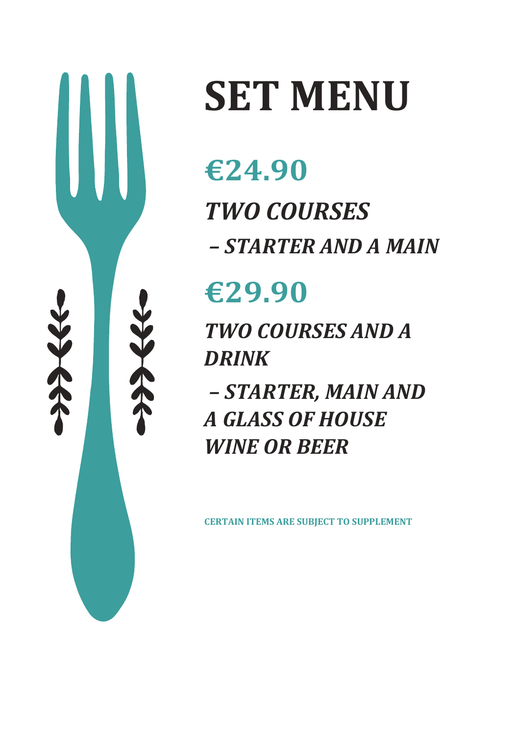# SET MENU

## €24.90

***TWO COURSES***

***– STARTER AND A MAIN***

## €29.90

***TWO COURSES AND A DRINK***

***– STARTER, MAIN AND A GLASS OF HOUSE WINE OR BEER***

**CERTAIN ITEMS ARE SUBJECT TO SUPPLEMENT**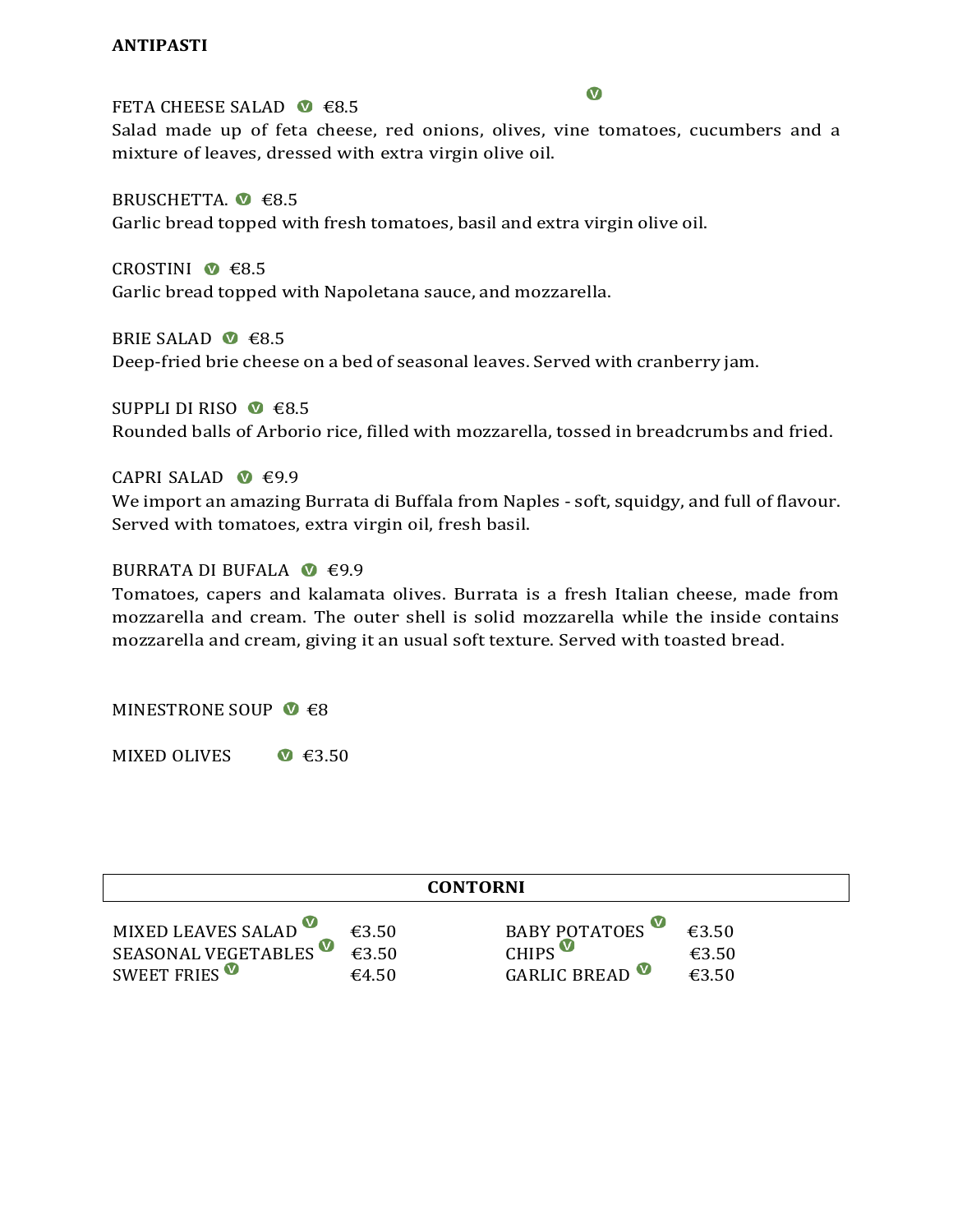**ANTIPASTI**

FETA CHEESE SALAD Ⓥ €8.5
Salad made up of feta cheese, red onions, olives, vine tomatoes, cucumbers and a mixture of leaves, dressed with extra virgin olive oil.

BRUSCHETTA. Ⓥ €8.5
Garlic bread topped with fresh tomatoes, basil and extra virgin olive oil.

CROSTINI Ⓥ €8.5
Garlic bread topped with Napoletana sauce, and mozzarella.

BRIE SALAD Ⓥ €8.5
Deep-fried brie cheese on a bed of seasonal leaves. Served with cranberry jam.

SUPPLI DI RISO Ⓥ €8.5
Rounded balls of Arborio rice, filled with mozzarella, tossed in breadcrumbs and fried.

CAPRI SALAD Ⓥ €9.9
We import an amazing Burrata di Buffala from Naples - soft, squidgy, and full of flavour. Served with tomatoes, extra virgin oil, fresh basil.

BURRATA DI BUFALA Ⓥ €9.9
Tomatoes, capers and kalamata olives. Burrata is a fresh Italian cheese, made from mozzarella and cream. The outer shell is solid mozzarella while the inside contains mozzarella and cream, giving it an usual soft texture. Served with toasted bread.

MINESTRONE SOUP Ⓥ €8

MIXED OLIVES Ⓥ €3.50

**CONTORNI**

| | | | |
|---|---|---|---|
| MIXED LEAVES SALAD Ⓥ | €3.50 | BABY POTATOES Ⓥ | €3.50 |
| SEASONAL VEGETABLES Ⓥ | €3.50 | CHIPS Ⓥ | €3.50 |
| SWEET FRIES Ⓥ | €4.50 | GARLIC BREAD Ⓥ | €3.50 |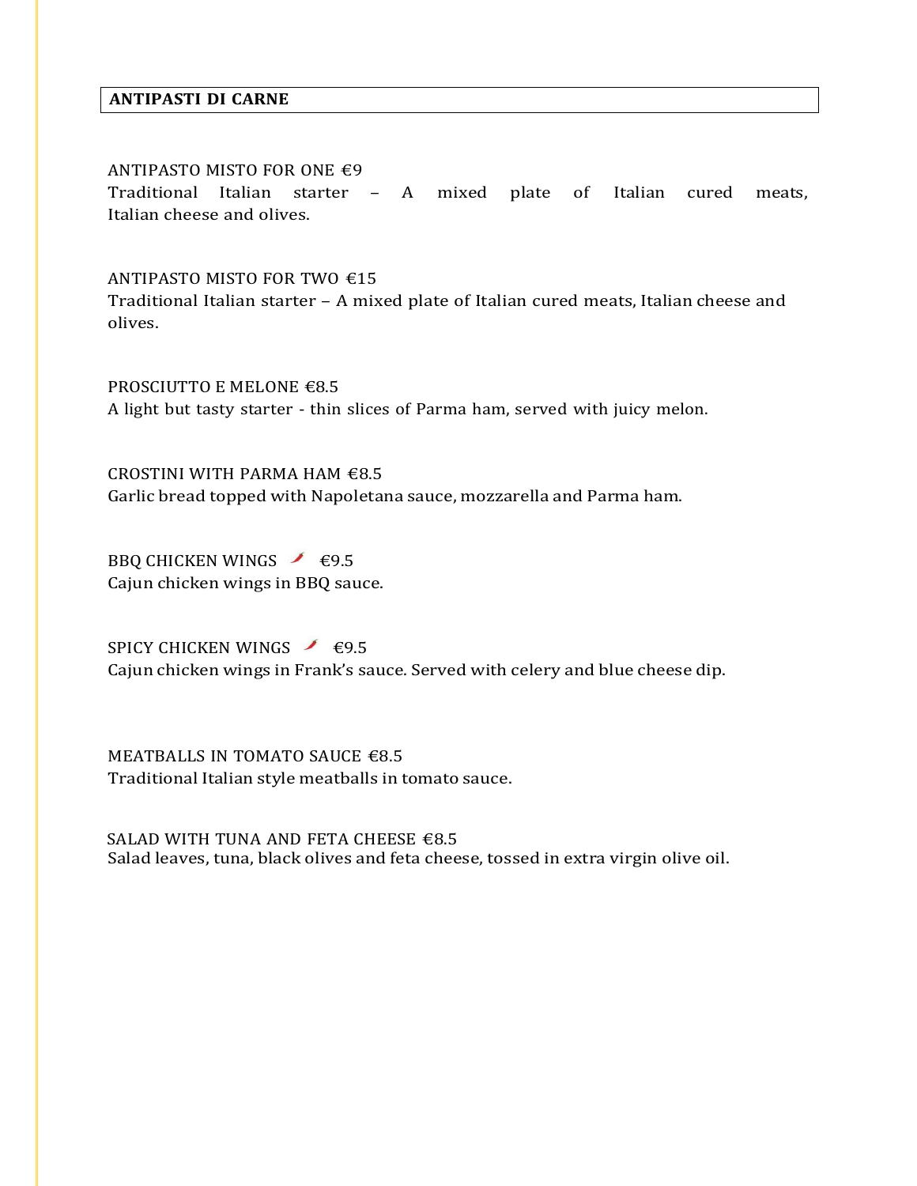## ANTIPASTI DI CARNE

ANTIPASTO MISTO FOR ONE €9
Traditional Italian starter – A mixed plate of Italian cured meats, Italian cheese and olives.

ANTIPASTO MISTO FOR TWO €15
Traditional Italian starter – A mixed plate of Italian cured meats, Italian cheese and olives.

PROSCIUTTO E MELONE €8.5
A light but tasty starter - thin slices of Parma ham, served with juicy melon.

CROSTINI WITH PARMA HAM €8.5
Garlic bread topped with Napoletana sauce, mozzarella and Parma ham.

BBQ CHICKEN WINGS 🌶 €9.5
Cajun chicken wings in BBQ sauce.

SPICY CHICKEN WINGS 🌶 €9.5
Cajun chicken wings in Frank's sauce. Served with celery and blue cheese dip.

MEATBALLS IN TOMATO SAUCE €8.5
Traditional Italian style meatballs in tomato sauce.

SALAD WITH TUNA AND FETA CHEESE €8.5
Salad leaves, tuna, black olives and feta cheese, tossed in extra virgin olive oil.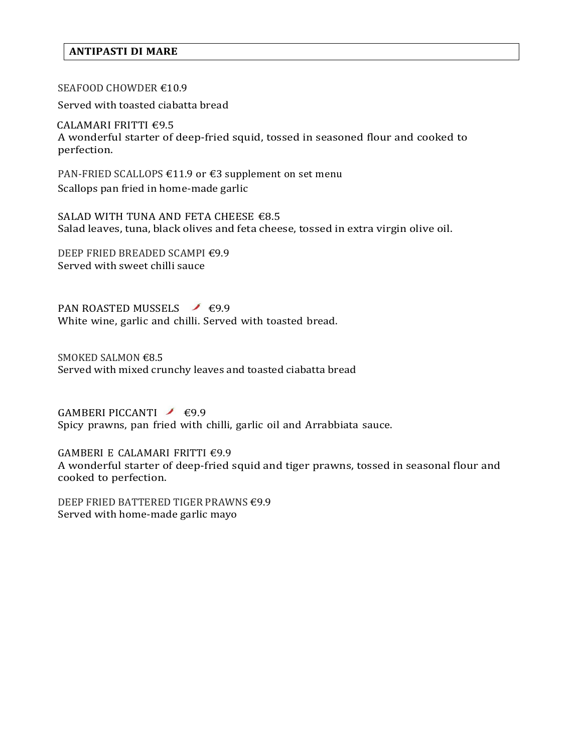## ANTIPASTI DI MARE

SEAFOOD CHOWDER €10.9
Served with toasted ciabatta bread

CALAMARI FRITTI €9.5
A wonderful starter of deep-fried squid, tossed in seasoned flour and cooked to perfection.

PAN-FRIED SCALLOPS €11.9 or €3 supplement on set menu
Scallops pan fried in home-made garlic

SALAD WITH TUNA AND FETA CHEESE €8.5
Salad leaves, tuna, black olives and feta cheese, tossed in extra virgin olive oil.

DEEP FRIED BREADED SCAMPI €9.9
Served with sweet chilli sauce

PAN ROASTED MUSSELS 🌶 €9.9
White wine, garlic and chilli. Served with toasted bread.

SMOKED SALMON €8.5
Served with mixed crunchy leaves and toasted ciabatta bread

GAMBERI PICCANTI 🌶 €9.9
Spicy prawns, pan fried with chilli, garlic oil and Arrabbiata sauce.

GAMBERI E CALAMARI FRITTI €9.9
A wonderful starter of deep-fried squid and tiger prawns, tossed in seasonal flour and cooked to perfection.

DEEP FRIED BATTERED TIGER PRAWNS €9.9
Served with home-made garlic mayo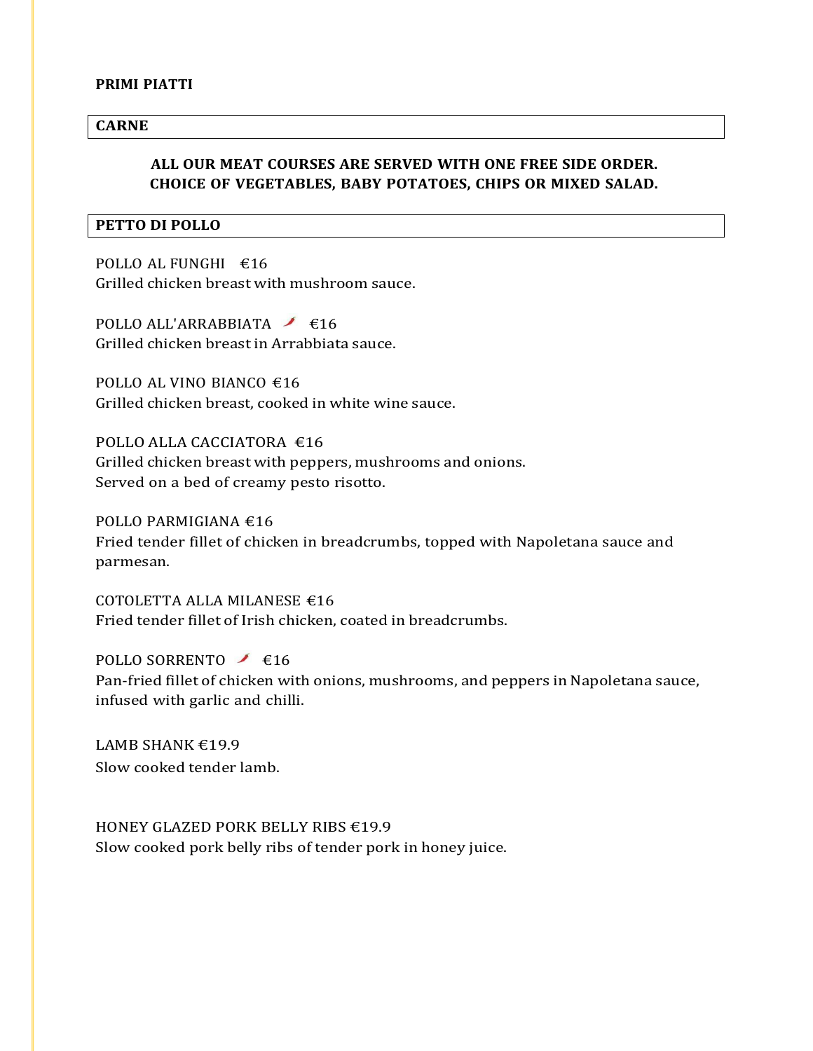## PRIMI PIATTI

### CARNE

**ALL OUR MEAT COURSES ARE SERVED WITH ONE FREE SIDE ORDER. CHOICE OF VEGETABLES, BABY POTATOES, CHIPS OR MIXED SALAD.**

### PETTO DI POLLO

POLLO AL FUNGHI €16
Grilled chicken breast with mushroom sauce.

POLLO ALL'ARRABBIATA 🌶 €16
Grilled chicken breast in Arrabbiata sauce.

POLLO AL VINO BIANCO €16
Grilled chicken breast, cooked in white wine sauce.

POLLO ALLA CACCIATORA €16
Grilled chicken breast with peppers, mushrooms and onions.
Served on a bed of creamy pesto risotto.

POLLO PARMIGIANA €16
Fried tender fillet of chicken in breadcrumbs, topped with Napoletana sauce and parmesan.

COTOLETTA ALLA MILANESE €16
Fried tender fillet of Irish chicken, coated in breadcrumbs.

POLLO SORRENTO 🌶 €16
Pan-fried fillet of chicken with onions, mushrooms, and peppers in Napoletana sauce, infused with garlic and chilli.

LAMB SHANK €19.9
Slow cooked tender lamb.

HONEY GLAZED PORK BELLY RIBS €19.9
Slow cooked pork belly ribs of tender pork in honey juice.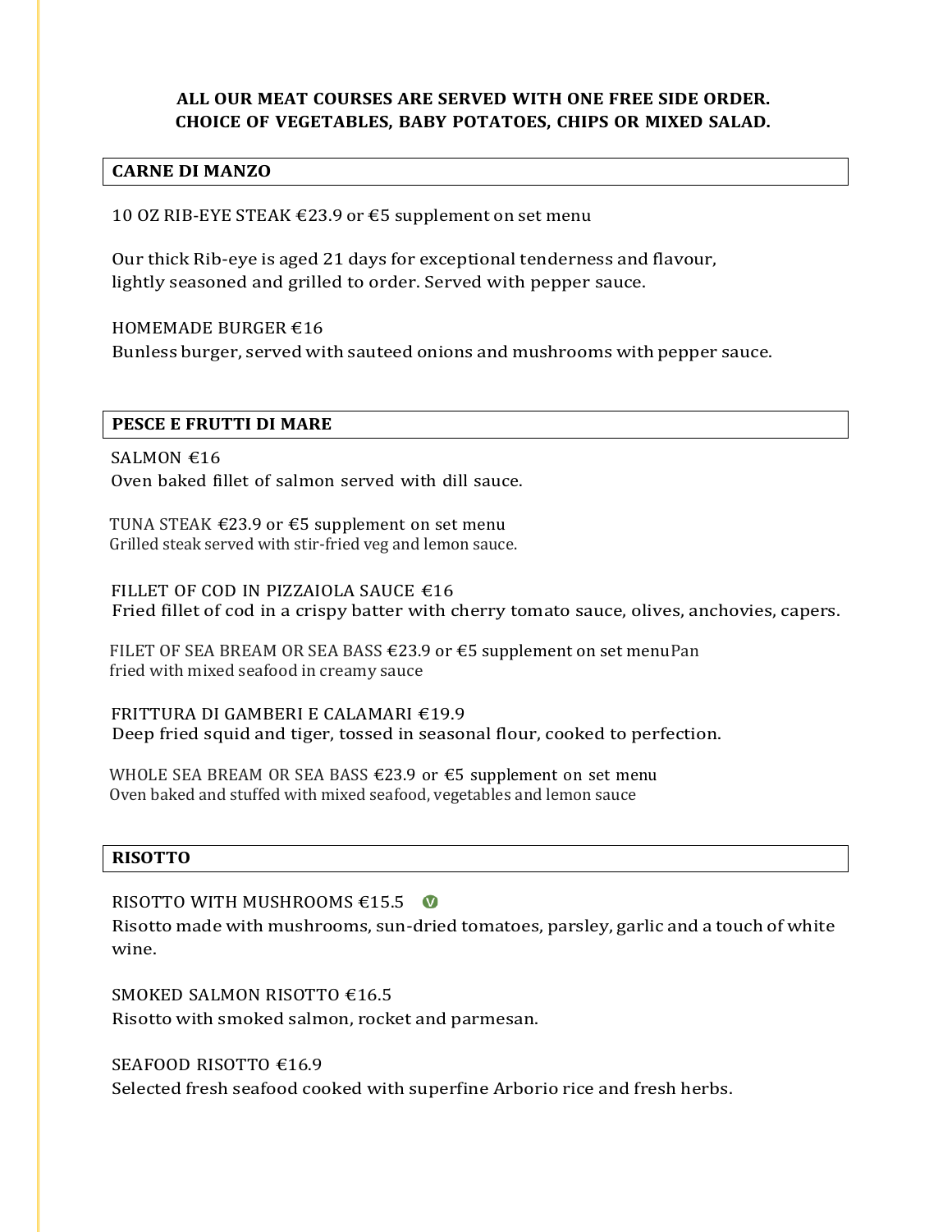**ALL OUR MEAT COURSES ARE SERVED WITH ONE FREE SIDE ORDER.**
**CHOICE OF VEGETABLES, BABY POTATOES, CHIPS OR MIXED SALAD.**

## CARNE DI MANZO

10 OZ RIB-EYE STEAK €23.9 or €5 supplement on set menu

Our thick Rib-eye is aged 21 days for exceptional tenderness and flavour, lightly seasoned and grilled to order. Served with pepper sauce.

HOMEMADE BURGER €16
Bunless burger, served with sauteed onions and mushrooms with pepper sauce.

## PESCE E FRUTTI DI MARE

SALMON €16
Oven baked fillet of salmon served with dill sauce.

TUNA STEAK €23.9 or €5 supplement on set menu
Grilled steak served with stir-fried veg and lemon sauce.

FILLET OF COD IN PIZZAIOLA SAUCE €16
Fried fillet of cod in a crispy batter with cherry tomato sauce, olives, anchovies, capers.

FILET OF SEA BREAM OR SEA BASS €23.9 or €5 supplement on set menuPan fried with mixed seafood in creamy sauce

FRITTURA DI GAMBERI E CALAMARI €19.9
Deep fried squid and tiger, tossed in seasonal flour, cooked to perfection.

WHOLE SEA BREAM OR SEA BASS €23.9 or €5 supplement on set menu
Oven baked and stuffed with mixed seafood, vegetables and lemon sauce

## RISOTTO

RISOTTO WITH MUSHROOMS €15.5 (V)
Risotto made with mushrooms, sun-dried tomatoes, parsley, garlic and a touch of white wine.

SMOKED SALMON RISOTTO €16.5
Risotto with smoked salmon, rocket and parmesan.

SEAFOOD RISOTTO €16.9
Selected fresh seafood cooked with superfine Arborio rice and fresh herbs.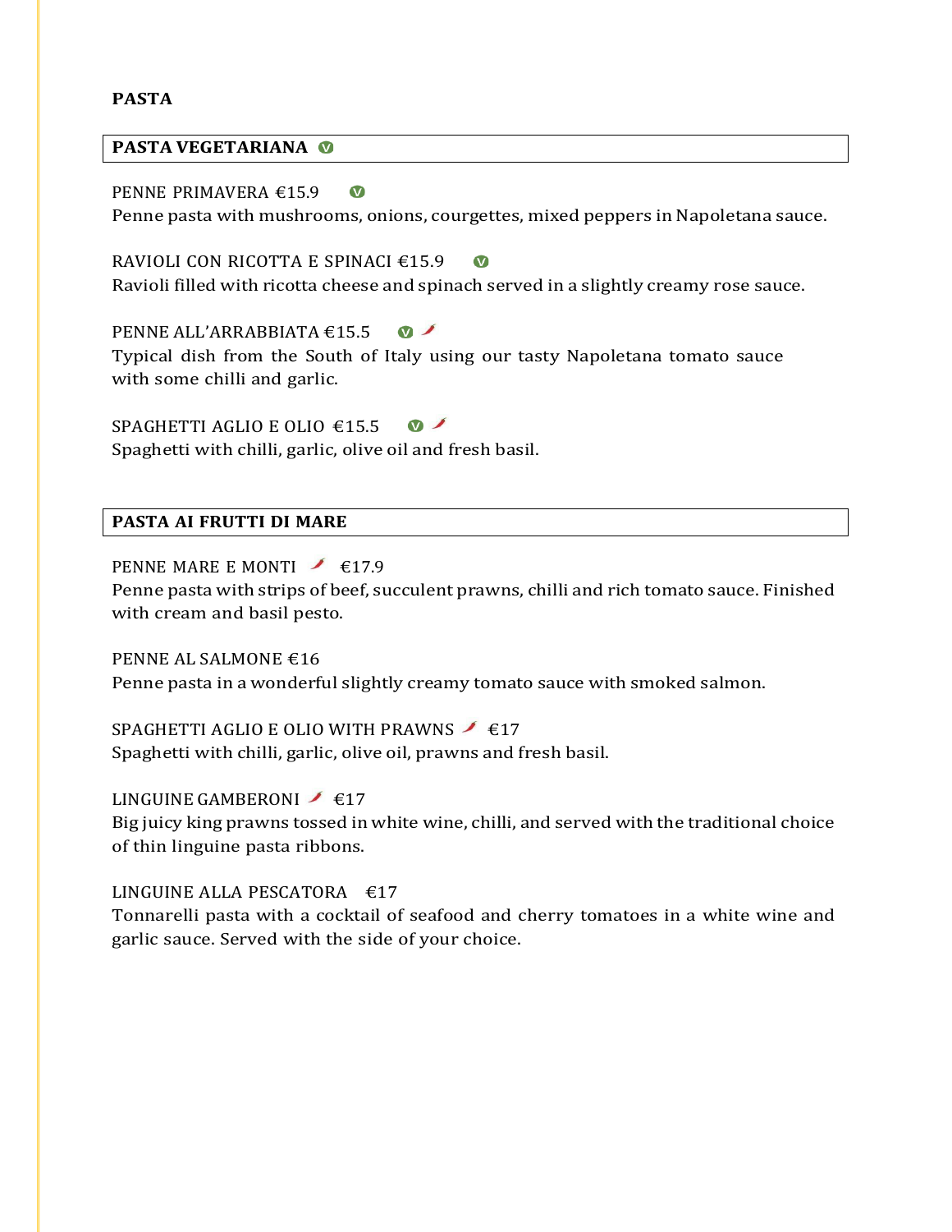## PASTA

### PASTA VEGETARIANA (V)

PENNE PRIMAVERA €15.9 (V)
Penne pasta with mushrooms, onions, courgettes, mixed peppers in Napoletana sauce.

RAVIOLI CON RICOTTA E SPINACI €15.9 (V)
Ravioli filled with ricotta cheese and spinach served in a slightly creamy rose sauce.

PENNE ALL'ARRABBIATA €15.5 (V) 🌶
Typical dish from the South of Italy using our tasty Napoletana tomato sauce with some chilli and garlic.

SPAGHETTI AGLIO E OLIO €15.5 (V) 🌶
Spaghetti with chilli, garlic, olive oil and fresh basil.

### PASTA AI FRUTTI DI MARE

PENNE MARE E MONTI 🌶 €17.9
Penne pasta with strips of beef, succulent prawns, chilli and rich tomato sauce. Finished with cream and basil pesto.

PENNE AL SALMONE €16
Penne pasta in a wonderful slightly creamy tomato sauce with smoked salmon.

SPAGHETTI AGLIO E OLIO WITH PRAWNS 🌶 €17
Spaghetti with chilli, garlic, olive oil, prawns and fresh basil.

LINGUINE GAMBERONI 🌶 €17
Big juicy king prawns tossed in white wine, chilli, and served with the traditional choice of thin linguine pasta ribbons.

LINGUINE ALLA PESCATORA €17
Tonnarelli pasta with a cocktail of seafood and cherry tomatoes in a white wine and garlic sauce. Served with the side of your choice.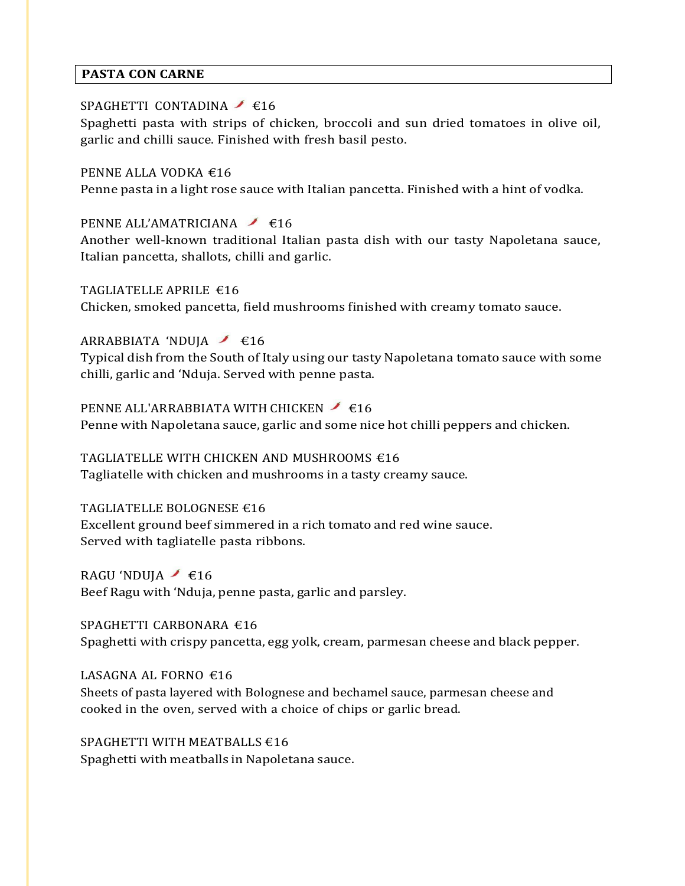## PASTA CON CARNE

SPAGHETTI CONTADINA 🌶 €16
Spaghetti pasta with strips of chicken, broccoli and sun dried tomatoes in olive oil, garlic and chilli sauce. Finished with fresh basil pesto.

PENNE ALLA VODKA €16
Penne pasta in a light rose sauce with Italian pancetta. Finished with a hint of vodka.

PENNE ALL'AMATRICIANA 🌶 €16
Another well-known traditional Italian pasta dish with our tasty Napoletana sauce, Italian pancetta, shallots, chilli and garlic.

TAGLIATELLE APRILE €16
Chicken, smoked pancetta, field mushrooms finished with creamy tomato sauce.

ARRABBIATA 'NDUJA 🌶 €16
Typical dish from the South of Italy using our tasty Napoletana tomato sauce with some chilli, garlic and 'Nduja. Served with penne pasta.

PENNE ALL'ARRABBIATA WITH CHICKEN 🌶 €16
Penne with Napoletana sauce, garlic and some nice hot chilli peppers and chicken.

TAGLIATELLE WITH CHICKEN AND MUSHROOMS €16
Tagliatelle with chicken and mushrooms in a tasty creamy sauce.

TAGLIATELLE BOLOGNESE €16
Excellent ground beef simmered in a rich tomato and red wine sauce.
Served with tagliatelle pasta ribbons.

RAGU 'NDUJA 🌶 €16
Beef Ragu with 'Nduja, penne pasta, garlic and parsley.

SPAGHETTI CARBONARA €16
Spaghetti with crispy pancetta, egg yolk, cream, parmesan cheese and black pepper.

LASAGNA AL FORNO €16
Sheets of pasta layered with Bolognese and bechamel sauce, parmesan cheese and cooked in the oven, served with a choice of chips or garlic bread.

SPAGHETTI WITH MEATBALLS €16
Spaghetti with meatballs in Napoletana sauce.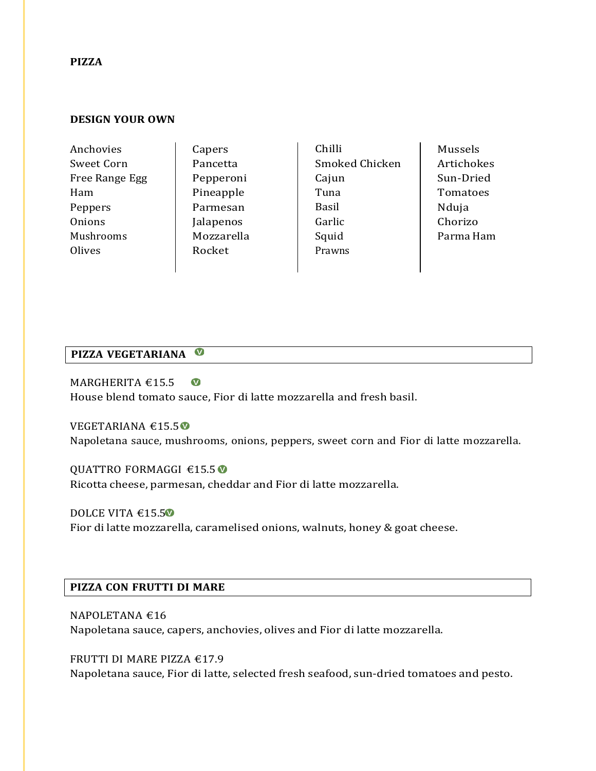## PIZZA

### DESIGN YOUR OWN

| | | | |
|---|---|---|---|
| Anchovies | Capers | Chilli | Mussels |
| Sweet Corn | Pancetta | Smoked Chicken | Artichokes |
| Free Range Egg | Pepperoni | Cajun | Sun-Dried |
| Ham | Pineapple | Tuna | Tomatoes |
| Peppers | Parmesan | Basil | Nduja |
| Onions | Jalapenos | Garlic | Chorizo |
| Mushrooms | Mozzarella | Squid | Parma Ham |
| Olives | Rocket | Prawns | |

### PIZZA VEGETARIANA (V)

MARGHERITA €15.5 (V)
House blend tomato sauce, Fior di latte mozzarella and fresh basil.

VEGETARIANA €15.5 (V)
Napoletana sauce, mushrooms, onions, peppers, sweet corn and Fior di latte mozzarella.

QUATTRO FORMAGGI €15.5 (V)
Ricotta cheese, parmesan, cheddar and Fior di latte mozzarella.

DOLCE VITA €15.5 (V)
Fior di latte mozzarella, caramelised onions, walnuts, honey & goat cheese.

### PIZZA CON FRUTTI DI MARE

NAPOLETANA €16
Napoletana sauce, capers, anchovies, olives and Fior di latte mozzarella.

FRUTTI DI MARE PIZZA €17.9
Napoletana sauce, Fior di latte, selected fresh seafood, sun-dried tomatoes and pesto.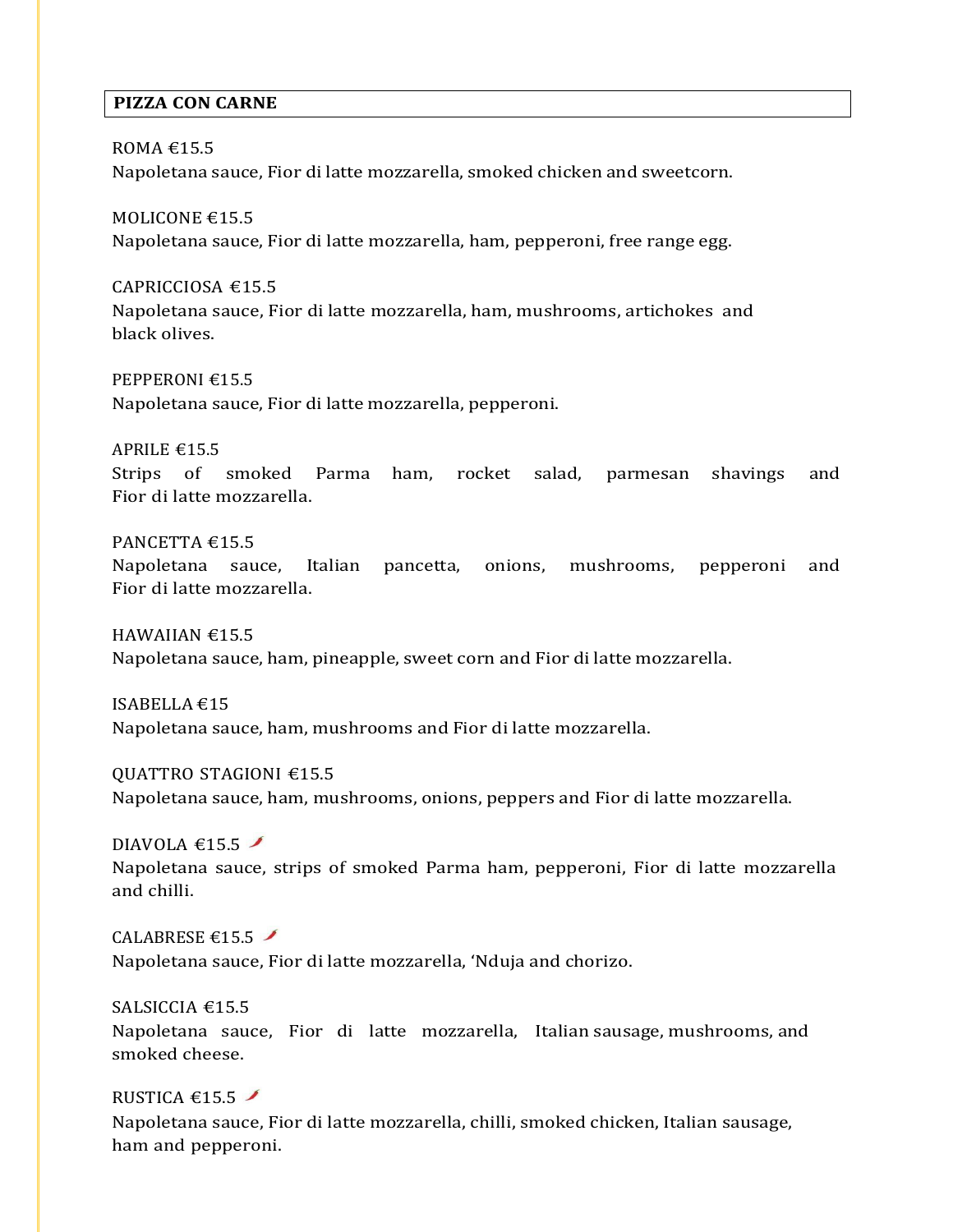## PIZZA CON CARNE

ROMA €15.5
Napoletana sauce, Fior di latte mozzarella, smoked chicken and sweetcorn.

MOLICONE €15.5
Napoletana sauce, Fior di latte mozzarella, ham, pepperoni, free range egg.

CAPRICCIOSA €15.5
Napoletana sauce, Fior di latte mozzarella, ham, mushrooms, artichokes and black olives.

PEPPERONI €15.5
Napoletana sauce, Fior di latte mozzarella, pepperoni.

APRILE €15.5
Strips of smoked Parma ham, rocket salad, parmesan shavings and Fior di latte mozzarella.

PANCETTA €15.5
Napoletana sauce, Italian pancetta, onions, mushrooms, pepperoni and Fior di latte mozzarella.

HAWAIIAN €15.5
Napoletana sauce, ham, pineapple, sweet corn and Fior di latte mozzarella.

ISABELLA €15
Napoletana sauce, ham, mushrooms and Fior di latte mozzarella.

QUATTRO STAGIONI €15.5
Napoletana sauce, ham, mushrooms, onions, peppers and Fior di latte mozzarella.

DIAVOLA €15.5 🌶
Napoletana sauce, strips of smoked Parma ham, pepperoni, Fior di latte mozzarella and chilli.

CALABRESE €15.5 🌶
Napoletana sauce, Fior di latte mozzarella, 'Nduja and chorizo.

SALSICCIA €15.5
Napoletana sauce, Fior di latte mozzarella, Italian sausage, mushrooms, and smoked cheese.

RUSTICA €15.5 🌶
Napoletana sauce, Fior di latte mozzarella, chilli, smoked chicken, Italian sausage, ham and pepperoni.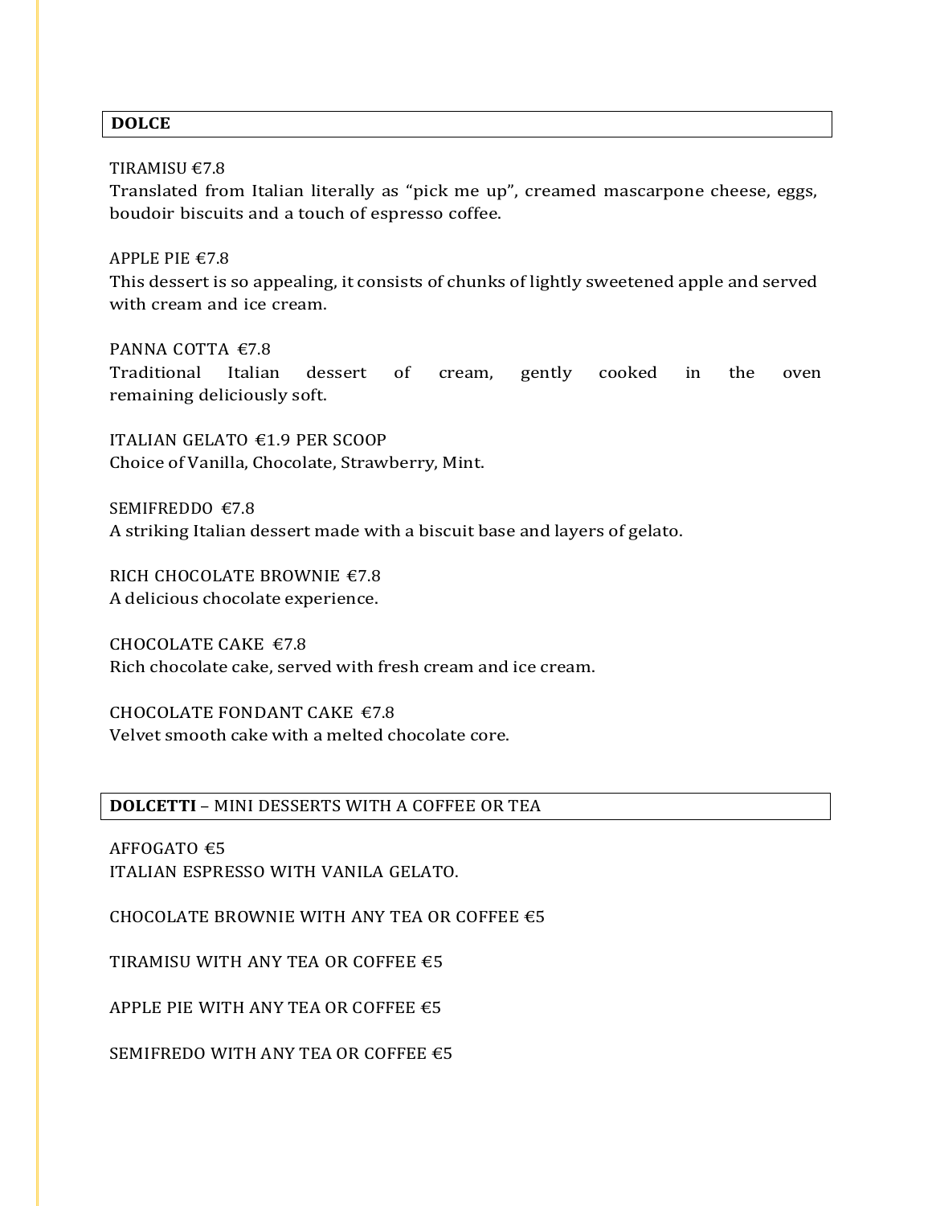## DOLCE

TIRAMISU €7.8
Translated from Italian literally as “pick me up”, creamed mascarpone cheese, eggs, boudoir biscuits and a touch of espresso coffee.

APPLE PIE €7.8
This dessert is so appealing, it consists of chunks of lightly sweetened apple and served with cream and ice cream.

PANNA COTTA €7.8
Traditional Italian dessert of cream, gently cooked in the oven remaining deliciously soft.

ITALIAN GELATO €1.9 PER SCOOP
Choice of Vanilla, Chocolate, Strawberry, Mint.

SEMIFREDDO €7.8
A striking Italian dessert made with a biscuit base and layers of gelato.

RICH CHOCOLATE BROWNIE €7.8
A delicious chocolate experience.

CHOCOLATE CAKE €7.8
Rich chocolate cake, served with fresh cream and ice cream.

CHOCOLATE FONDANT CAKE €7.8
Velvet smooth cake with a melted chocolate core.

## **DOLCETTI** – MINI DESSERTS WITH A COFFEE OR TEA

AFFOGATO €5
ITALIAN ESPRESSO WITH VANILA GELATO.

CHOCOLATE BROWNIE WITH ANY TEA OR COFFEE €5

TIRAMISU WITH ANY TEA OR COFFEE €5

APPLE PIE WITH ANY TEA OR COFFEE €5

SEMIFREDO WITH ANY TEA OR COFFEE €5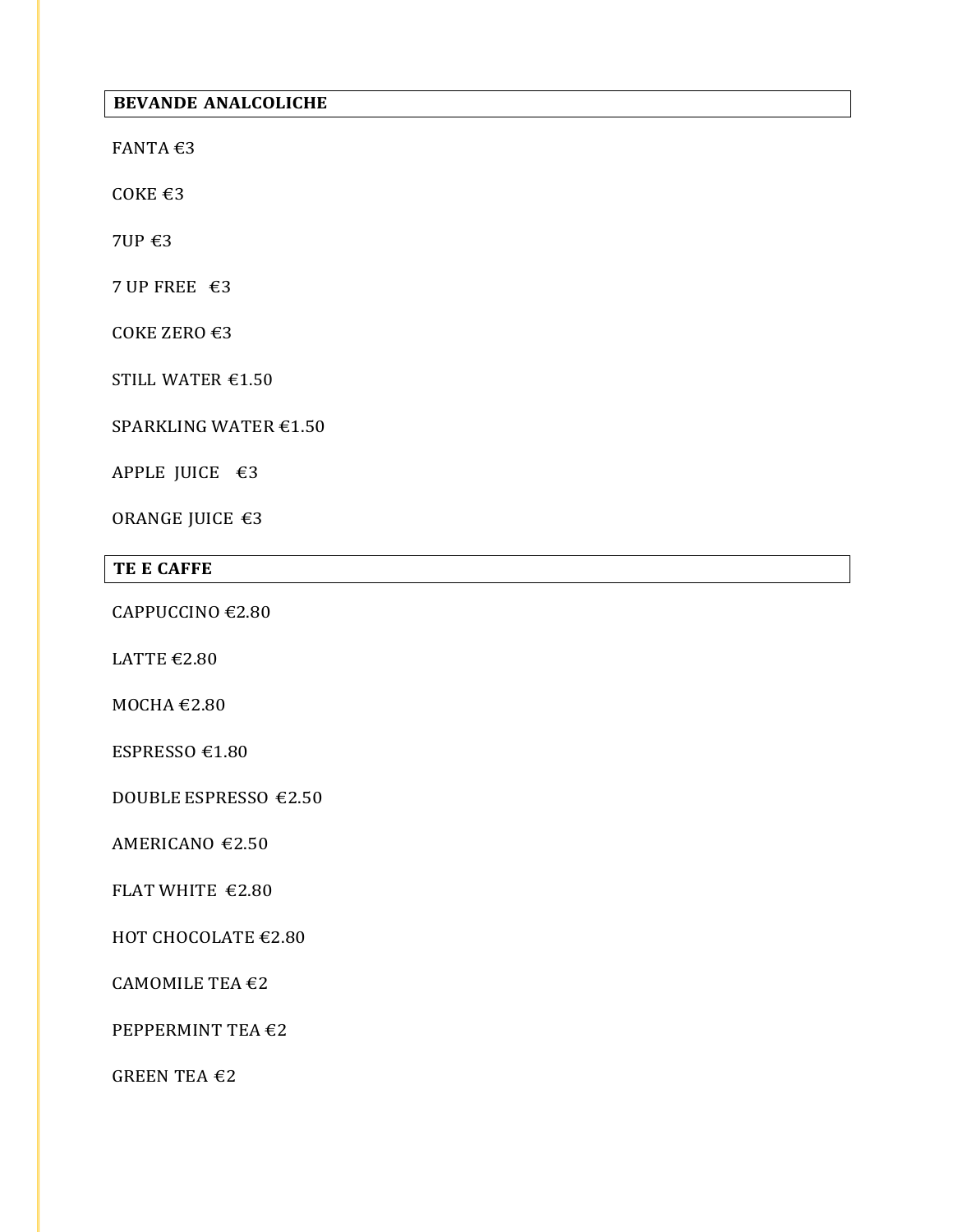## BEVANDE ANALCOLICHE

FANTA €3

COKE €3

7UP €3

7 UP FREE €3

COKE ZERO €3

STILL WATER €1.50

SPARKLING WATER €1.50

APPLE JUICE €3

ORANGE JUICE €3

## TE E CAFFE

CAPPUCCINO €2.80

LATTE €2.80

MOCHA €2.80

ESPRESSO €1.80

DOUBLE ESPRESSO €2.50

AMERICANO €2.50

FLAT WHITE €2.80

HOT CHOCOLATE €2.80

CAMOMILE TEA €2

PEPPERMINT TEA €2

GREEN TEA €2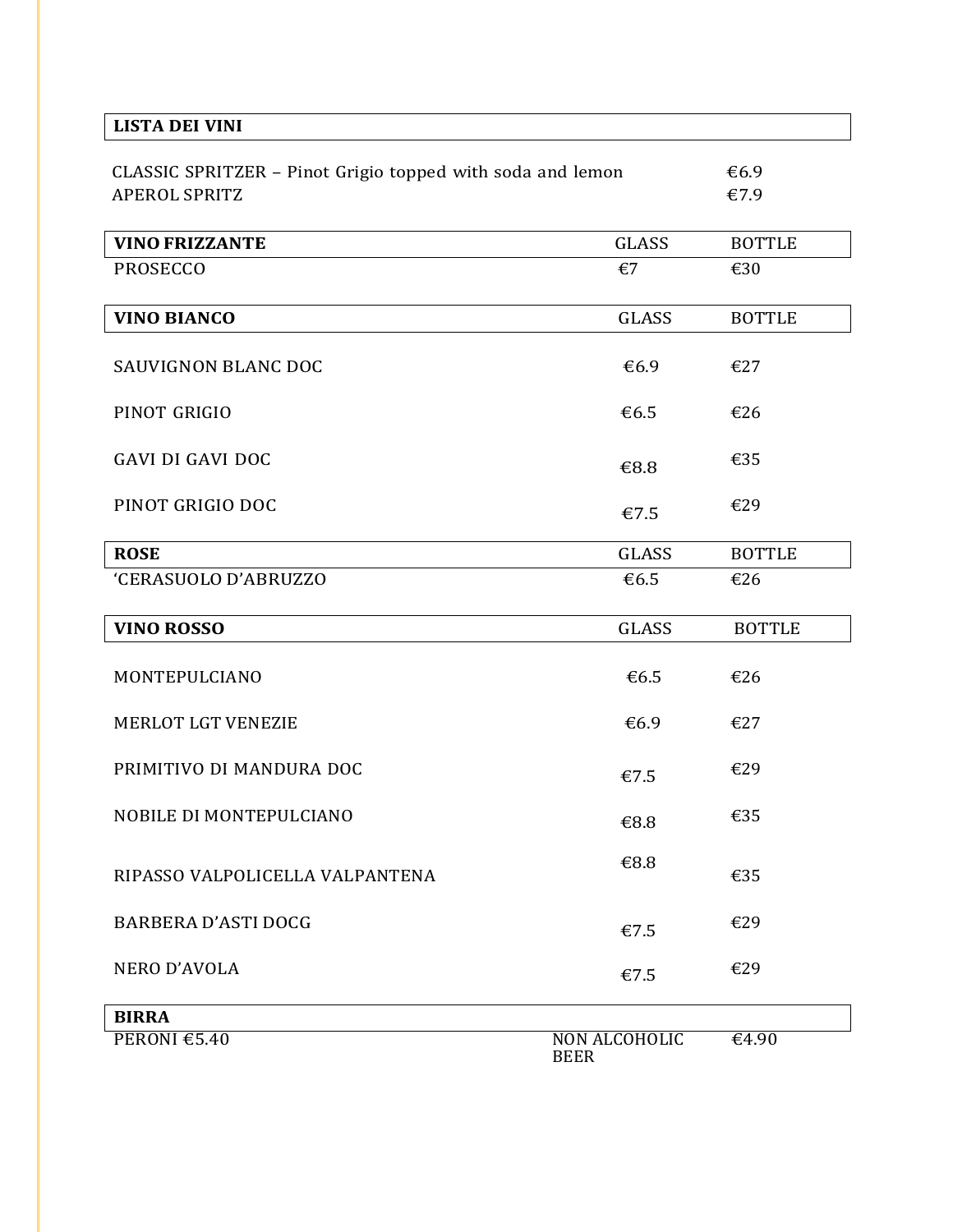## LISTA DEI VINI

| | |
|---|---|
| CLASSIC SPRITZER – Pinot Grigio topped with soda and lemon | €6.9 |
| APEROL SPRITZ | €7.9 |

| **VINO FRIZZANTE** | GLASS | BOTTLE |
|---|---|---|
| PROSECCO | €7 | €30 |

| **VINO BIANCO** | GLASS | BOTTLE |
|---|---|---|
| SAUVIGNON BLANC DOC | €6.9 | €27 |
| PINOT GRIGIO | €6.5 | €26 |
| GAVI DI GAVI DOC | €8.8 | €35 |
| PINOT GRIGIO DOC | €7.5 | €29 |

| **ROSE** | GLASS | BOTTLE |
|---|---|---|
| 'CERASUOLO D'ABRUZZO | €6.5 | €26 |

| **VINO ROSSO** | GLASS | BOTTLE |
|---|---|---|
| MONTEPULCIANO | €6.5 | €26 |
| MERLOT LGT VENEZIE | €6.9 | €27 |
| PRIMITIVO DI MANDURA DOC | €7.5 | €29 |
| NOBILE DI MONTEPULCIANO | €8.8 | €35 |
| RIPASSO VALPOLICELLA VALPANTENA | €8.8 | €35 |
| BARBERA D'ASTI DOCG | €7.5 | €29 |
| NERO D'AVOLA | €7.5 | €29 |

| **BIRRA** | | |
|---|---|---|
| PERONI €5.40 | NON ALCOHOLIC BEER | €4.90 |